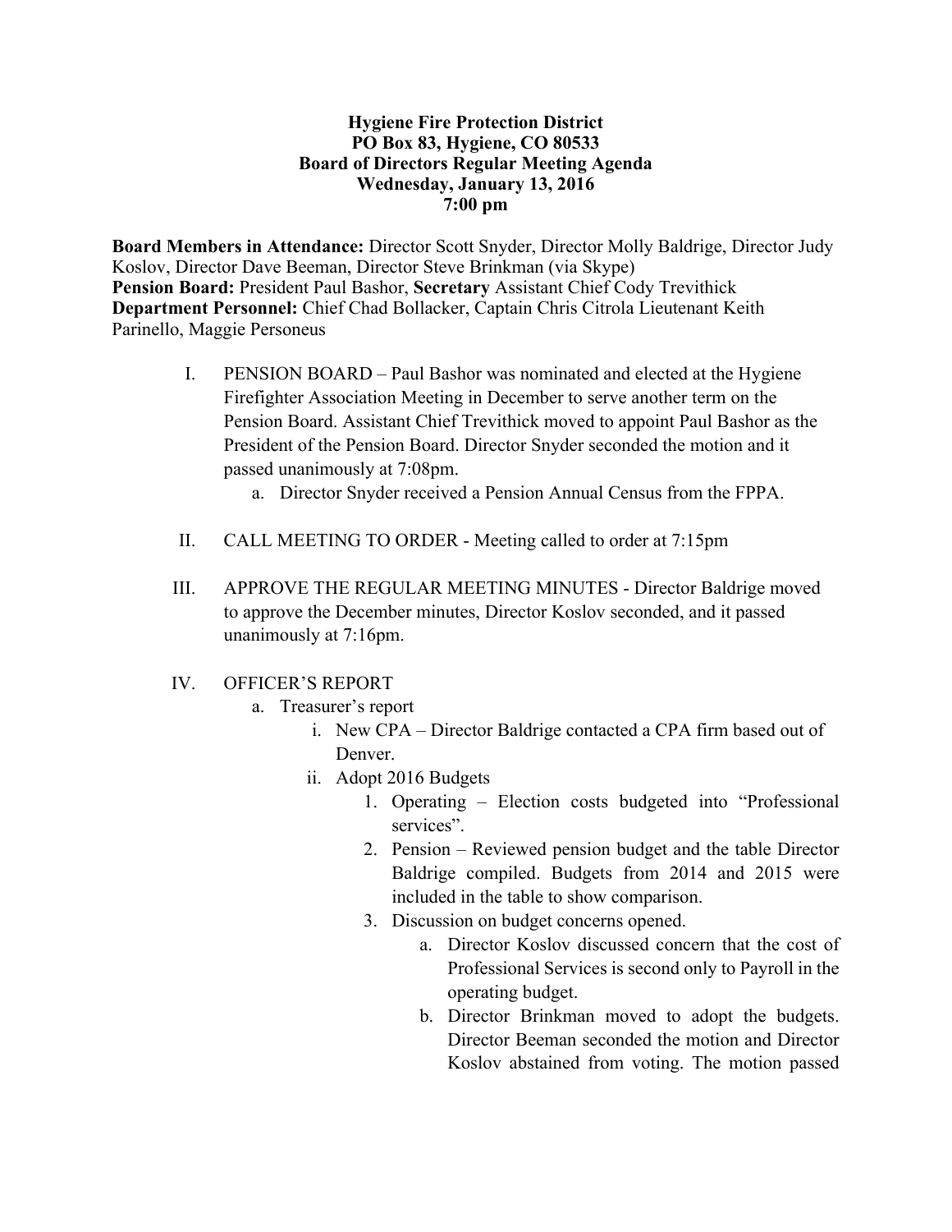**Hygiene Fire Protection District**
**PO Box 83, Hygiene, CO 80533**
**Board of Directors Regular Meeting Agenda**
**Wednesday, January 13, 2016**
**7:00 pm**

**Board Members in Attendance:** Director Scott Snyder, Director Molly Baldrige, Director Judy Koslov, Director Dave Beeman, Director Steve Brinkman (via Skype)
**Pension Board:** President Paul Bashor, **Secretary** Assistant Chief Cody Trevithick
**Department Personnel:** Chief Chad Bollacker, Captain Chris Citrola Lieutenant Keith Parinello, Maggie Personeus

I. PENSION BOARD – Paul Bashor was nominated and elected at the Hygiene Firefighter Association Meeting in December to serve another term on the Pension Board. Assistant Chief Trevithick moved to appoint Paul Bashor as the President of the Pension Board. Director Snyder seconded the motion and it passed unanimously at 7:08pm.
   a. Director Snyder received a Pension Annual Census from the FPPA.

II. CALL MEETING TO ORDER - Meeting called to order at 7:15pm

III. APPROVE THE REGULAR MEETING MINUTES - Director Baldrige moved to approve the December minutes, Director Koslov seconded, and it passed unanimously at 7:16pm.

IV. OFFICER'S REPORT
   a. Treasurer's report
      i. New CPA – Director Baldrige contacted a CPA firm based out of Denver.
      ii. Adopt 2016 Budgets
         1. Operating – Election costs budgeted into "Professional services".
         2. Pension – Reviewed pension budget and the table Director Baldrige compiled. Budgets from 2014 and 2015 were included in the table to show comparison.
         3. Discussion on budget concerns opened.
            a. Director Koslov discussed concern that the cost of Professional Services is second only to Payroll in the operating budget.
            b. Director Brinkman moved to adopt the budgets. Director Beeman seconded the motion and Director Koslov abstained from voting. The motion passed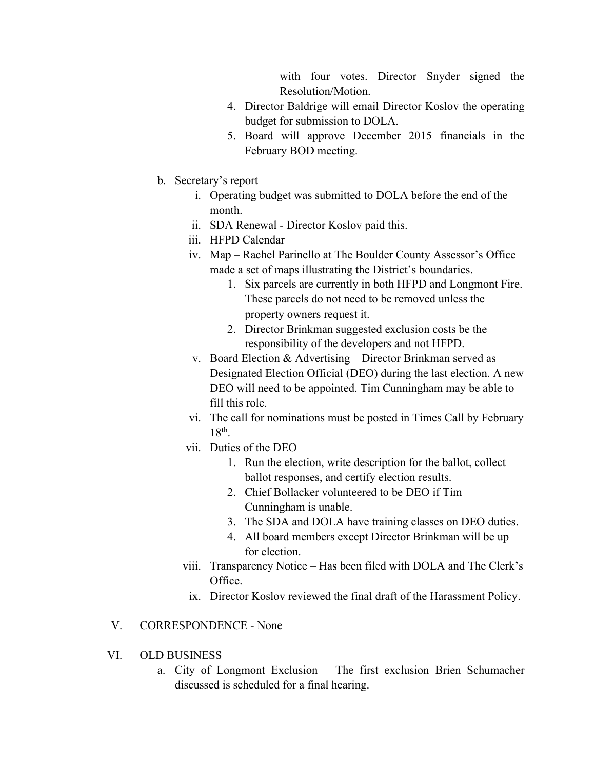with four votes. Director Snyder signed the Resolution/Motion.

4. Director Baldrige will email Director Koslov the operating budget for submission to DOLA.
5. Board will approve December 2015 financials in the February BOD meeting.

b. Secretary's report

   i. Operating budget was submitted to DOLA before the end of the month.
   ii. SDA Renewal - Director Koslov paid this.
   iii. HFPD Calendar
   iv. Map – Rachel Parinello at The Boulder County Assessor's Office made a set of maps illustrating the District's boundaries.
      1. Six parcels are currently in both HFPD and Longmont Fire. These parcels do not need to be removed unless the property owners request it.
      2. Director Brinkman suggested exclusion costs be the responsibility of the developers and not HFPD.
   v. Board Election & Advertising – Director Brinkman served as Designated Election Official (DEO) during the last election. A new DEO will need to be appointed. Tim Cunningham may be able to fill this role.
   vi. The call for nominations must be posted in Times Call by February 18th.
   vii. Duties of the DEO
      1. Run the election, write description for the ballot, collect ballot responses, and certify election results.
      2. Chief Bollacker volunteered to be DEO if Tim Cunningham is unable.
      3. The SDA and DOLA have training classes on DEO duties.
      4. All board members except Director Brinkman will be up for election.
   viii. Transparency Notice – Has been filed with DOLA and The Clerk's Office.
   ix. Director Koslov reviewed the final draft of the Harassment Policy.

V. CORRESPONDENCE - None

VI. OLD BUSINESS

a. City of Longmont Exclusion – The first exclusion Brien Schumacher discussed is scheduled for a final hearing.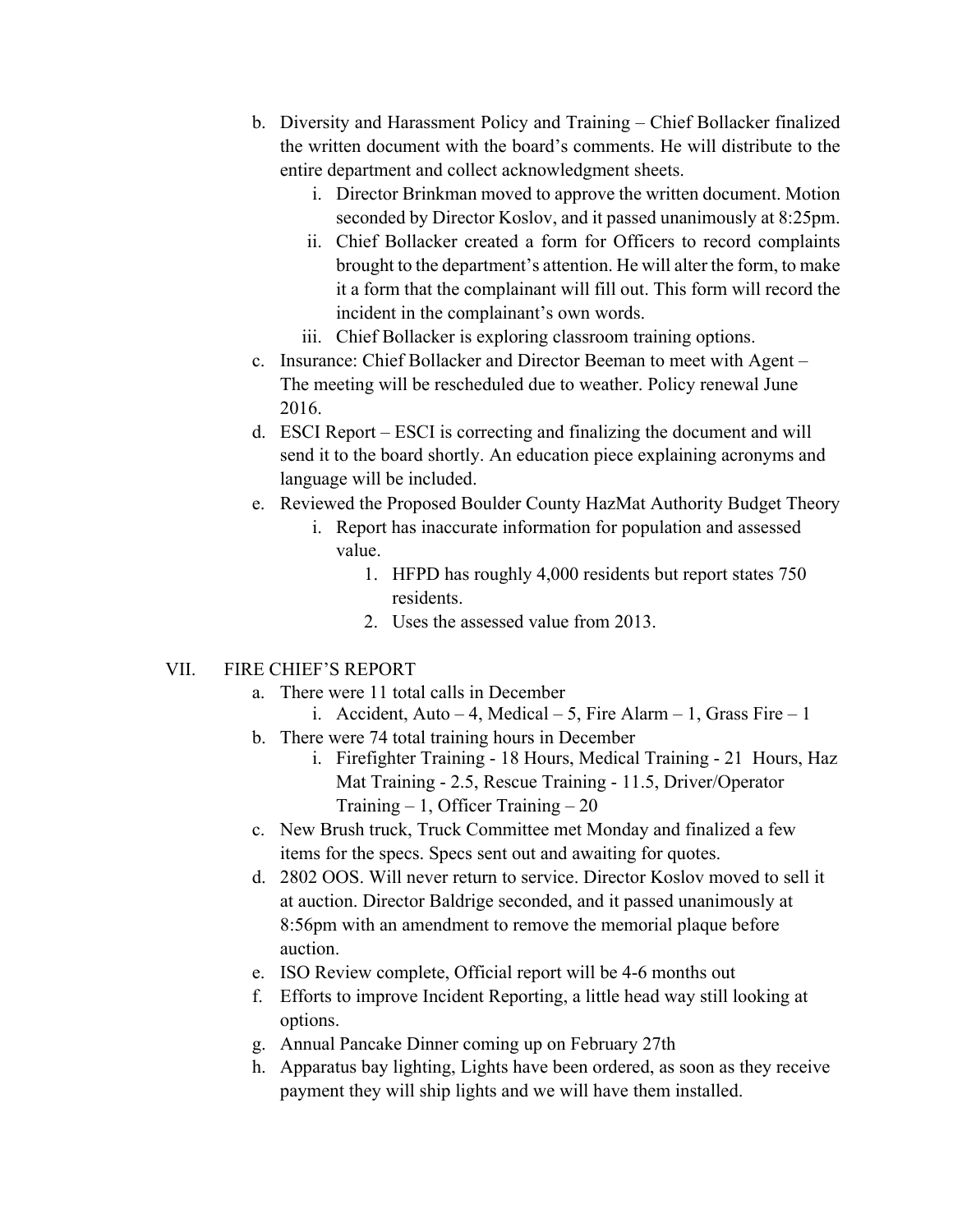b. Diversity and Harassment Policy and Training – Chief Bollacker finalized the written document with the board's comments. He will distribute to the entire department and collect acknowledgment sheets.
   i. Director Brinkman moved to approve the written document. Motion seconded by Director Koslov, and it passed unanimously at 8:25pm.
   ii. Chief Bollacker created a form for Officers to record complaints brought to the department's attention. He will alter the form, to make it a form that the complainant will fill out. This form will record the incident in the complainant's own words.
   iii. Chief Bollacker is exploring classroom training options.

c. Insurance: Chief Bollacker and Director Beeman to meet with Agent – The meeting will be rescheduled due to weather. Policy renewal June 2016.

d. ESCI Report – ESCI is correcting and finalizing the document and will send it to the board shortly. An education piece explaining acronyms and language will be included.

e. Reviewed the Proposed Boulder County HazMat Authority Budget Theory
   i. Report has inaccurate information for population and assessed value.
      1. HFPD has roughly 4,000 residents but report states 750 residents.
      2. Uses the assessed value from 2013.

## VII. FIRE CHIEF'S REPORT

a. There were 11 total calls in December
   i. Accident, Auto – 4, Medical – 5, Fire Alarm – 1, Grass Fire – 1

b. There were 74 total training hours in December
   i. Firefighter Training - 18 Hours, Medical Training - 21 Hours, Haz Mat Training - 2.5, Rescue Training - 11.5, Driver/Operator Training – 1, Officer Training – 20

c. New Brush truck, Truck Committee met Monday and finalized a few items for the specs. Specs sent out and awaiting for quotes.

d. 2802 OOS. Will never return to service. Director Koslov moved to sell it at auction. Director Baldrige seconded, and it passed unanimously at 8:56pm with an amendment to remove the memorial plaque before auction.

e. ISO Review complete, Official report will be 4-6 months out

f. Efforts to improve Incident Reporting, a little head way still looking at options.

g. Annual Pancake Dinner coming up on February 27th

h. Apparatus bay lighting, Lights have been ordered, as soon as they receive payment they will ship lights and we will have them installed.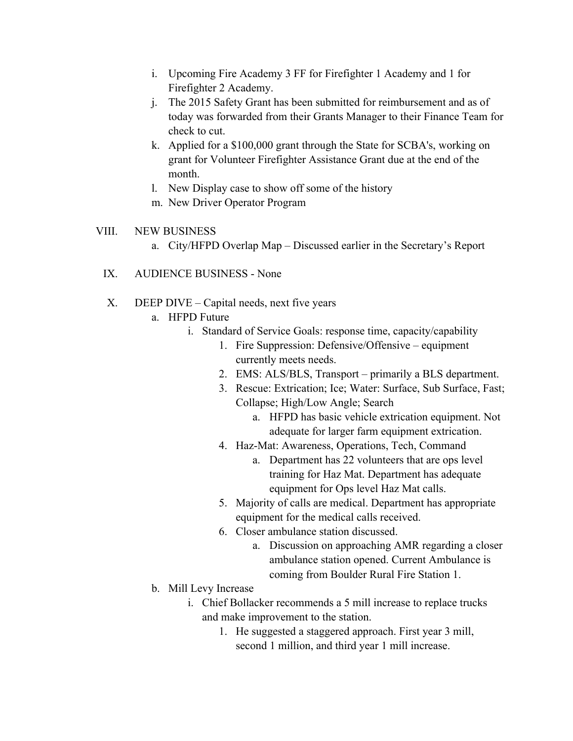i. Upcoming Fire Academy 3 FF for Firefighter 1 Academy and 1 for Firefighter 2 Academy.

j. The 2015 Safety Grant has been submitted for reimbursement and as of today was forwarded from their Grants Manager to their Finance Team for check to cut.

k. Applied for a $100,000 grant through the State for SCBA's, working on grant for Volunteer Firefighter Assistance Grant due at the end of the month.

l. New Display case to show off some of the history

m. New Driver Operator Program

VIII. NEW BUSINESS

- a. City/HFPD Overlap Map – Discussed earlier in the Secretary's Report

IX. AUDIENCE BUSINESS - None

X. DEEP DIVE – Capital needs, next five years

- a. HFPD Future
  - i. Standard of Service Goals: response time, capacity/capability
    1. Fire Suppression: Defensive/Offensive – equipment currently meets needs.
    2. EMS: ALS/BLS, Transport – primarily a BLS department.
    3. Rescue: Extrication; Ice; Water: Surface, Sub Surface, Fast; Collapse; High/Low Angle; Search
       - a. HFPD has basic vehicle extrication equipment. Not adequate for larger farm equipment extrication.
    4. Haz-Mat: Awareness, Operations, Tech, Command
       - a. Department has 22 volunteers that are ops level training for Haz Mat. Department has adequate equipment for Ops level Haz Mat calls.
    5. Majority of calls are medical. Department has appropriate equipment for the medical calls received.
    6. Closer ambulance station discussed.
       - a. Discussion on approaching AMR regarding a closer ambulance station opened. Current Ambulance is coming from Boulder Rural Fire Station 1.
- b. Mill Levy Increase
  - i. Chief Bollacker recommends a 5 mill increase to replace trucks and make improvement to the station.
    1. He suggested a staggered approach. First year 3 mill, second 1 million, and third year 1 mill increase.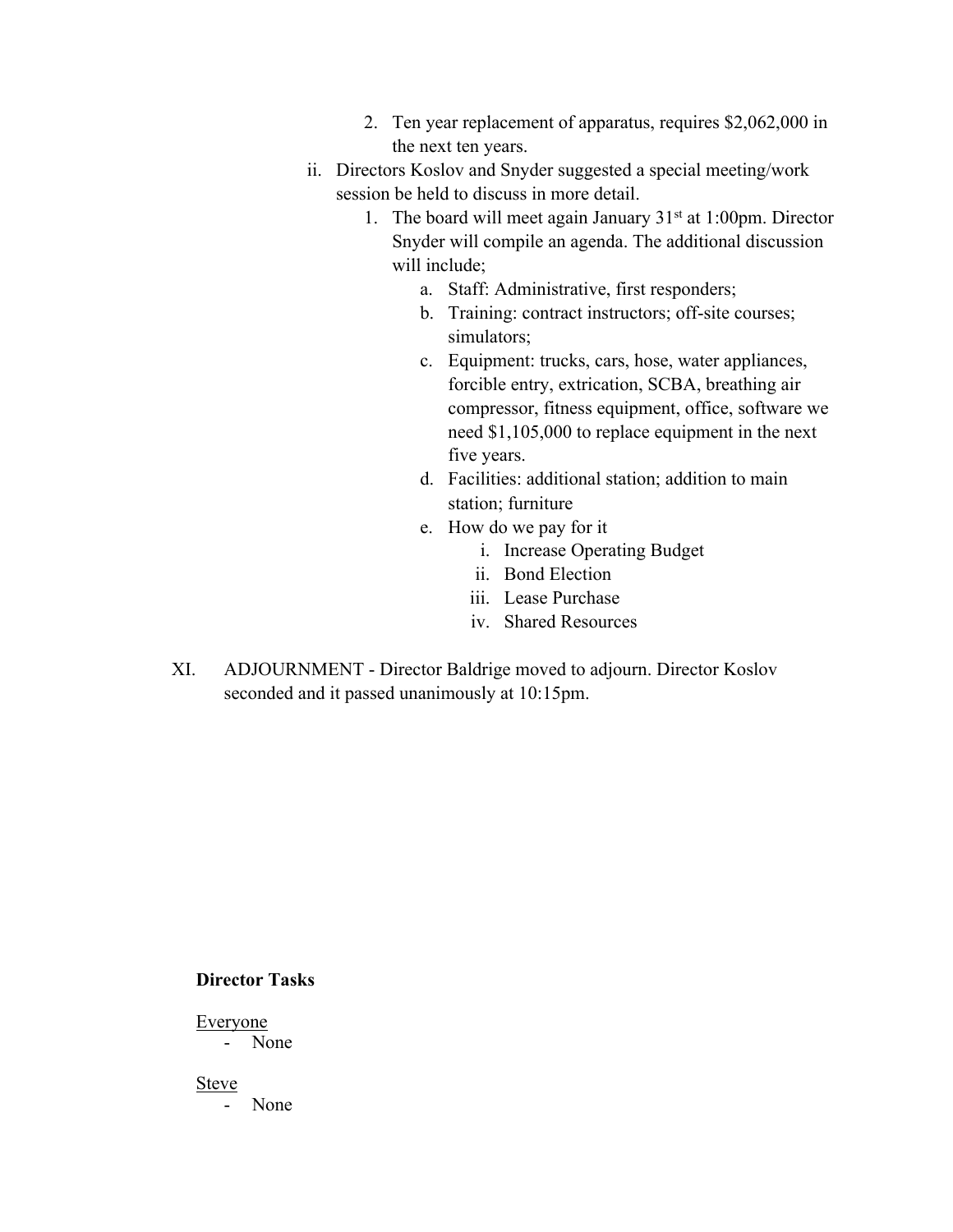2. Ten year replacement of apparatus, requires $2,062,000 in the next ten years.
    ii. Directors Koslov and Snyder suggested a special meeting/work session be held to discuss in more detail.
        1. The board will meet again January 31st at 1:00pm. Director Snyder will compile an agenda. The additional discussion will include;
            a. Staff: Administrative, first responders;
            b. Training: contract instructors; off-site courses; simulators;
            c. Equipment: trucks, cars, hose, water appliances, forcible entry, extrication, SCBA, breathing air compressor, fitness equipment, office, software we need $1,105,000 to replace equipment in the next five years.
            d. Facilities: additional station; addition to main station; furniture
            e. How do we pay for it
                i. Increase Operating Budget
                ii. Bond Election
                iii. Lease Purchase
                iv. Shared Resources

XI. ADJOURNMENT - Director Baldrige moved to adjourn. Director Koslov seconded and it passed unanimously at 10:15pm.

**Director Tasks**

Everyone

- None

Steve

- None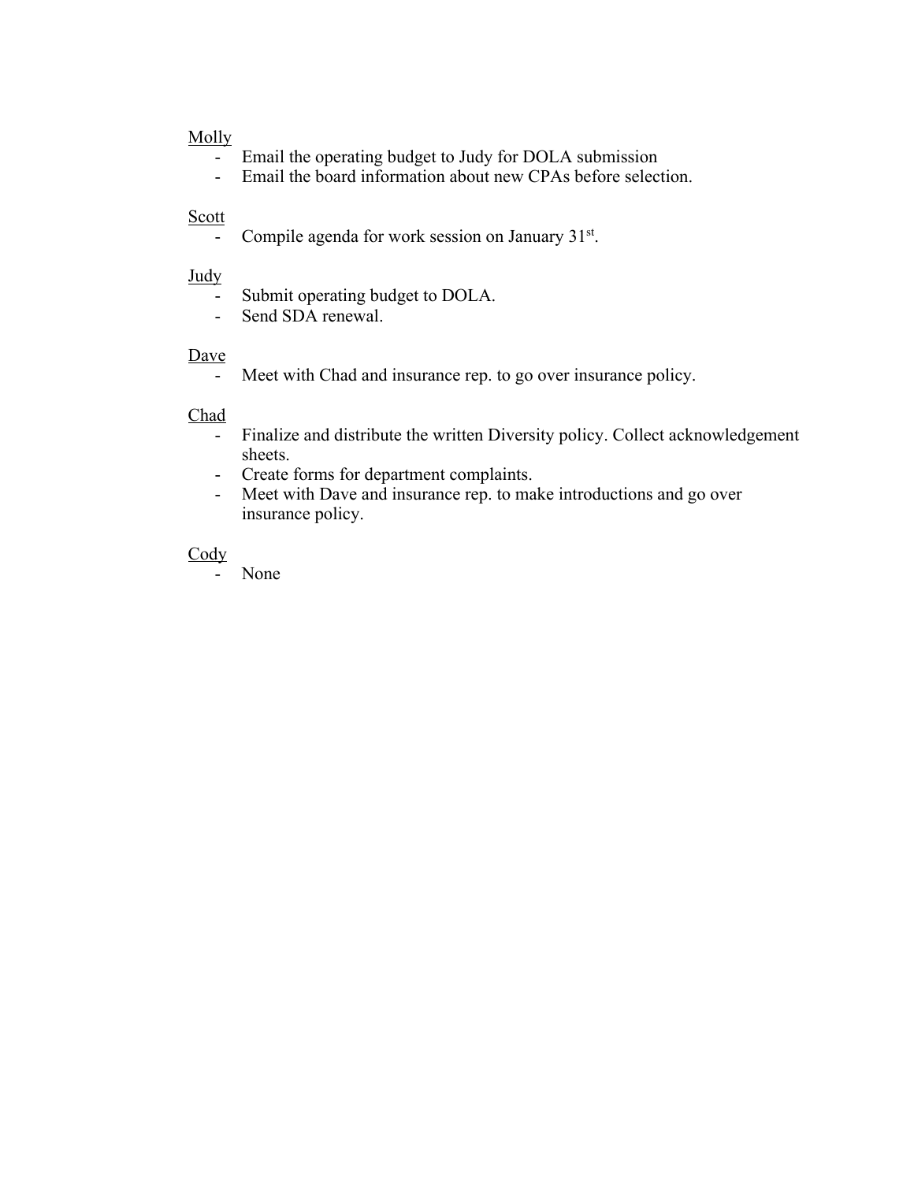Molly

- Email the operating budget to Judy for DOLA submission
- Email the board information about new CPAs before selection.

Scott

- Compile agenda for work session on January 31st.

Judy

- Submit operating budget to DOLA.
- Send SDA renewal.

Dave

- Meet with Chad and insurance rep. to go over insurance policy.

Chad

- Finalize and distribute the written Diversity policy. Collect acknowledgement sheets.
- Create forms for department complaints.
- Meet with Dave and insurance rep. to make introductions and go over insurance policy.

Cody

- None